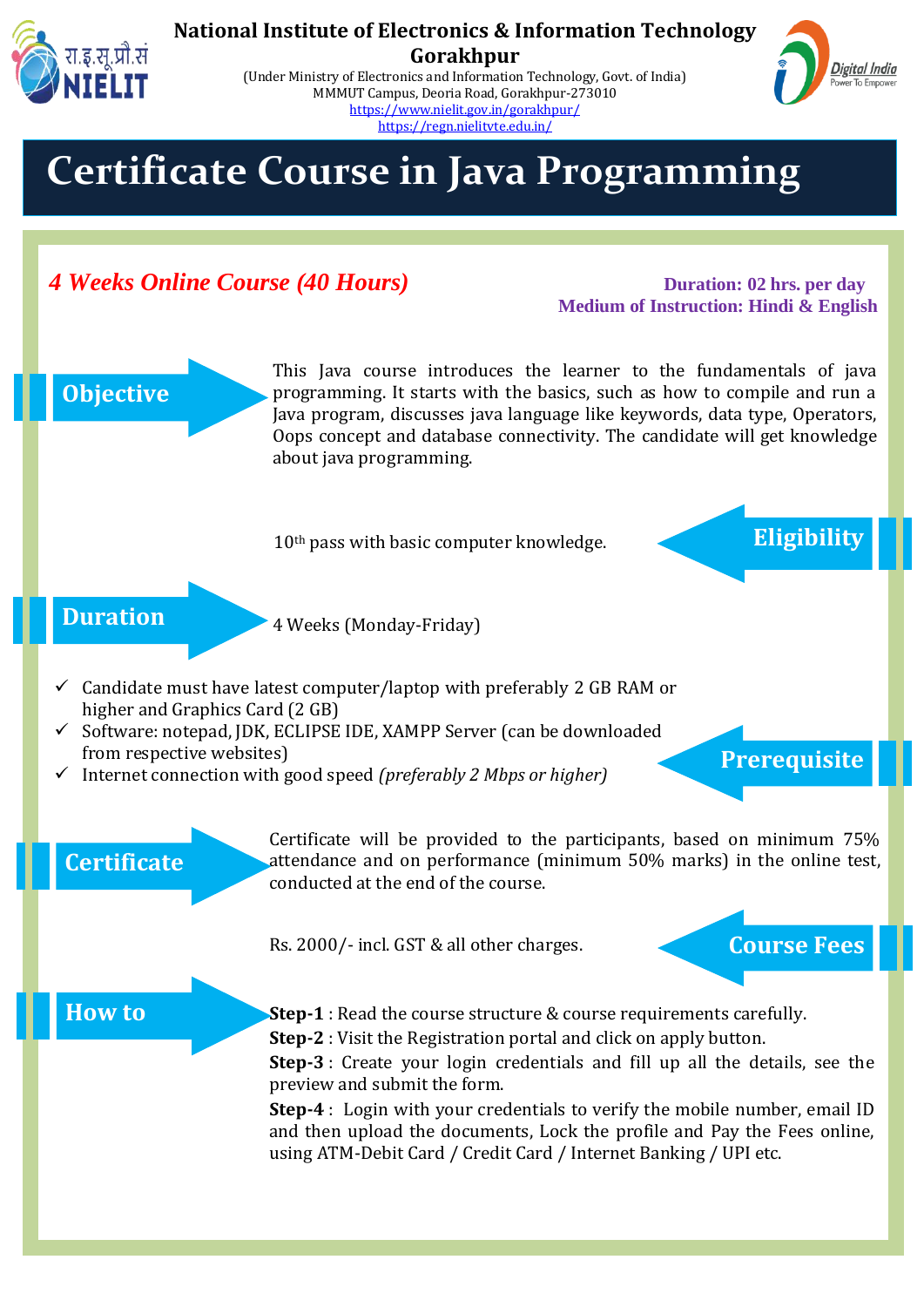# National Institute of Electronics & Information Technology Gorakhpur

(Under Ministry of Electronics and Information Technology, Govt. of India)
MMMUT Campus, Deoria Road, Gorakhpur-273010
https://www.nielit.gov.in/gorakhpur/
https://regn.nielitvte.edu.in/

# Certificate Course in Java Programming

***4 Weeks Online Course (40 Hours)***

**Duration: 02 hrs. per day**
**Medium of Instruction: Hindi & English**

## Objective

This Java course introduces the learner to the fundamentals of java programming. It starts with the basics, such as how to compile and run a Java program, discusses java language like keywords, data type, Operators, Oops concept and database connectivity. The candidate will get knowledge about java programming.

## Eligibility

10th pass with basic computer knowledge.

## Duration

4 Weeks (Monday-Friday)

## Prerequisite

- ✓ Candidate must have latest computer/laptop with preferably 2 GB RAM or higher and Graphics Card (2 GB)
- ✓ Software: notepad, JDK, ECLIPSE IDE, XAMPP Server (can be downloaded from respective websites)
- ✓ Internet connection with good speed *(preferably 2 Mbps or higher)*

## Certificate

Certificate will be provided to the participants, based on minimum 75% attendance and on performance (minimum 50% marks) in the online test, conducted at the end of the course.

## Course Fees

Rs. 2000/- incl. GST & all other charges.

## How to

**Step-1** : Read the course structure & course requirements carefully.
**Step-2** : Visit the Registration portal and click on apply button.
**Step-3** : Create your login credentials and fill up all the details, see the preview and submit the form.
**Step-4** : Login with your credentials to verify the mobile number, email ID and then upload the documents, Lock the profile and Pay the Fees online, using ATM-Debit Card / Credit Card / Internet Banking / UPI etc.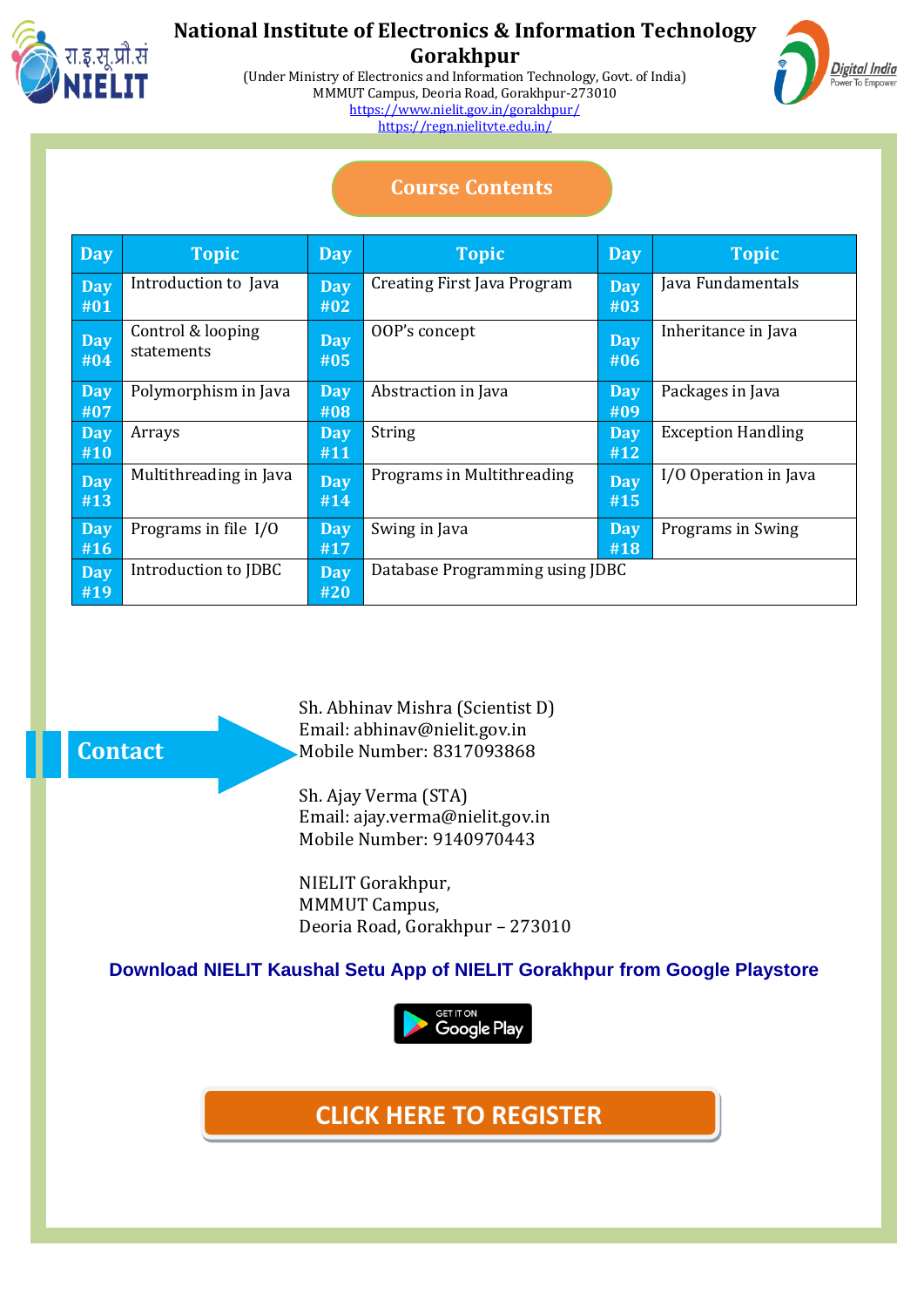# National Institute of Electronics & Information Technology Gorakhpur

(Under Ministry of Electronics and Information Technology, Govt. of India)
MMMUT Campus, Deoria Road, Gorakhpur-273010
https://www.nielit.gov.in/gorakhpur/
https://regn.nielitvte.edu.in/

## Course Contents

| Day | Topic | Day | Topic | Day | Topic |
|---|---|---|---|---|---|
| Day #01 | Introduction to Java | Day #02 | Creating First Java Program | Day #03 | Java Fundamentals |
| Day #04 | Control & looping statements | Day #05 | OOP's concept | Day #06 | Inheritance in Java |
| Day #07 | Polymorphism in Java | Day #08 | Abstraction in Java | Day #09 | Packages in Java |
| Day #10 | Arrays | Day #11 | String | Day #12 | Exception Handling |
| Day #13 | Multithreading in Java | Day #14 | Programs in Multithreading | Day #15 | I/O Operation in Java |
| Day #16 | Programs in file I/O | Day #17 | Swing in Java | Day #18 | Programs in Swing |
| Day #19 | Introduction to JDBC | Day #20 | Database Programming using JDBC | | |

## Contact

Sh. Abhinav Mishra (Scientist D)
Email: abhinav@nielit.gov.in
Mobile Number: 8317093868

Sh. Ajay Verma (STA)
Email: ajay.verma@nielit.gov.in
Mobile Number: 9140970443

NIELIT Gorakhpur,
MMMUT Campus,
Deoria Road, Gorakhpur – 273010

**Download NIELIT Kaushal Setu App of NIELIT Gorakhpur from Google Playstore**

GET IT ON Google Play

**CLICK HERE TO REGISTER**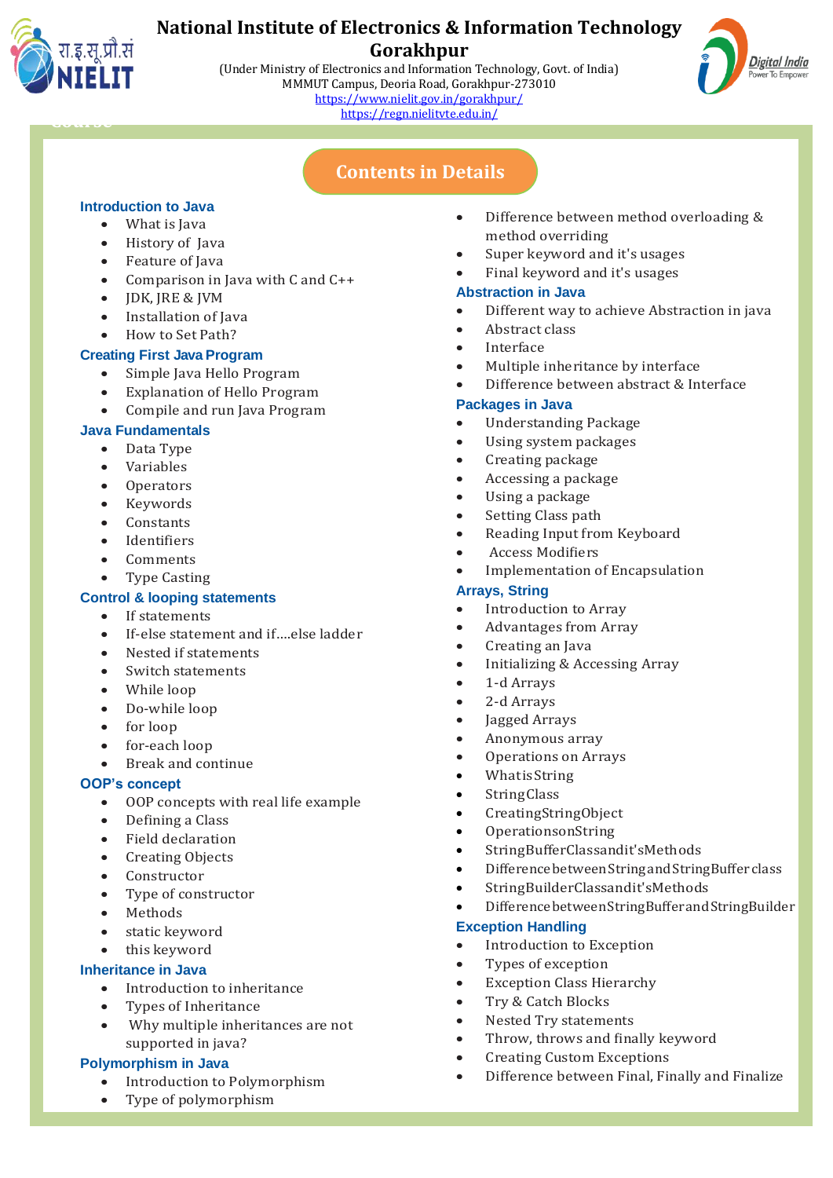# National Institute of Electronics & Information Technology Gorakhpur

(Under Ministry of Electronics and Information Technology, Govt. of India)
MMMUT Campus, Deoria Road, Gorakhpur-273010
https://www.nielit.gov.in/gorakhpur/
https://regn.nielitvte.edu.in/

## Contents in Details

### Introduction to Java

- What is Java
- History of Java
- Feature of Java
- Comparison in Java with C and C++
- JDK, JRE & JVM
- Installation of Java
- How to Set Path?

### Creating First Java Program

- Simple Java Hello Program
- Explanation of Hello Program
- Compile and run Java Program

### Java Fundamentals

- Data Type
- Variables
- Operators
- Keywords
- Constants
- Identifiers
- Comments
- Type Casting

### Control & looping statements

- If statements
- If-else statement and if....else ladder
- Nested if statements
- Switch statements
- While loop
- Do-while loop
- for loop
- for-each loop
- Break and continue

### OOP's concept

- OOP concepts with real life example
- Defining a Class
- Field declaration
- Creating Objects
- Constructor
- Type of constructor
- Methods
- static keyword
- this keyword

### Inheritance in Java

- Introduction to inheritance
- Types of Inheritance
- Why multiple inheritances are not supported in java?

### Polymorphism in Java

- Introduction to Polymorphism
- Type of polymorphism
- Difference between method overloading & method overriding
- Super keyword and it's usages
- Final keyword and it's usages

### Abstraction in Java

- Different way to achieve Abstraction in java
- Abstract class
- Interface
- Multiple inheritance by interface
- Difference between abstract & Interface

### Packages in Java

- Understanding Package
- Using system packages
- Creating package
- Accessing a package
- Using a package
- Setting Class path
- Reading Input from Keyboard
- Access Modifiers
- Implementation of Encapsulation

### Arrays, String

- Introduction to Array
- Advantages from Array
- Creating an Java
- Initializing & Accessing Array
- 1-d Arrays
- 2-d Arrays
- Jagged Arrays
- Anonymous array
- Operations on Arrays
- What is String
- String Class
- Creating String Object
- Operations on String
- StringBuffer Class and it's Methods
- Difference between String and StringBuffer class
- StringBuilder Class and it's Methods
- Difference between StringBuffer and StringBuilder

### Exception Handling

- Introduction to Exception
- Types of exception
- Exception Class Hierarchy
- Try & Catch Blocks
- Nested Try statements
- Throw, throws and finally keyword
- Creating Custom Exceptions
- Difference between Final, Finally and Finalize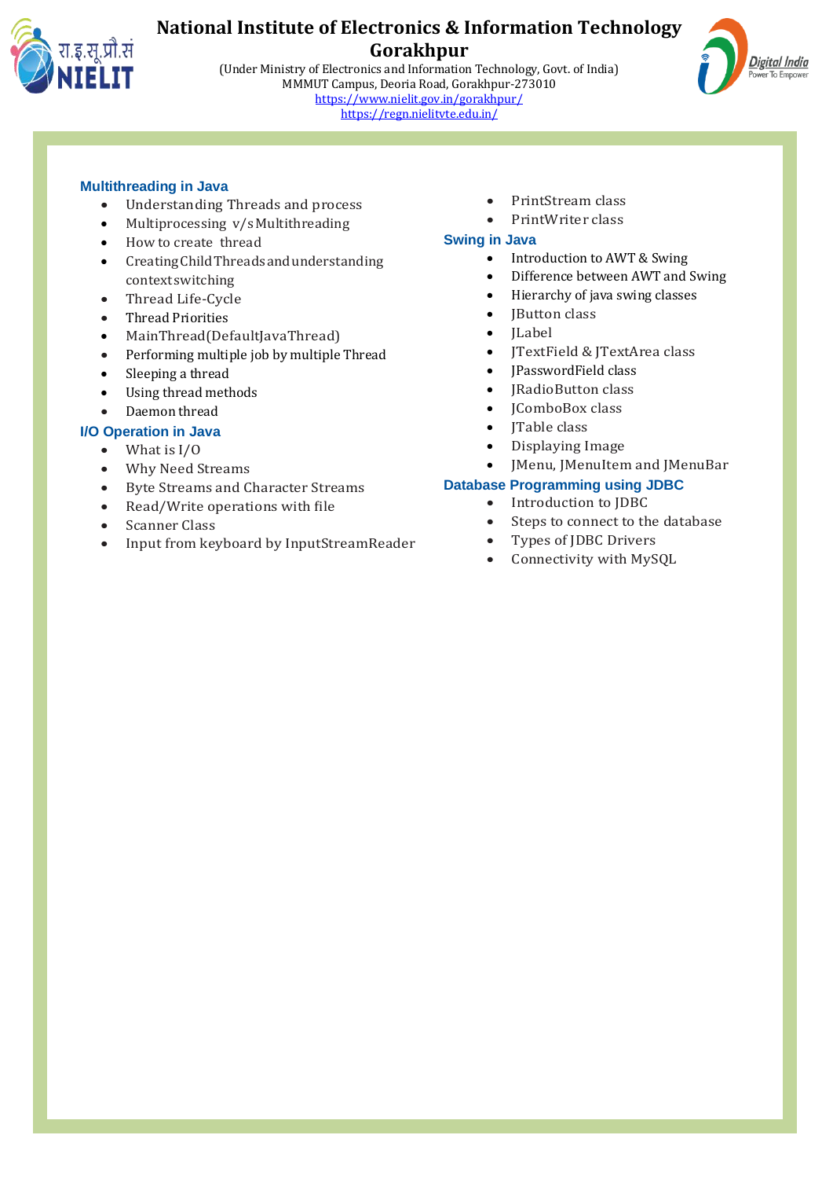# National Institute of Electronics & Information Technology Gorakhpur

(Under Ministry of Electronics and Information Technology, Govt. of India)
MMMUT Campus, Deoria Road, Gorakhpur-273010
https://www.nielit.gov.in/gorakhpur/
https://regn.nielitvte.edu.in/

### Multithreading in Java

- Understanding Threads and process
- Multiprocessing v/s Multithreading
- How to create thread
- Creating Child Threads and understanding context switching
- Thread Life-Cycle
- Thread Priorities
- MainThread(DefaultJavaThread)
- Performing multiple job by multiple Thread
- Sleeping a thread
- Using thread methods
- Daemon thread

### I/O Operation in Java

- What is I/O
- Why Need Streams
- Byte Streams and Character Streams
- Read/Write operations with file
- Scanner Class
- Input from keyboard by InputStreamReader
- PrintStream class
- PrintWriter class

### Swing in Java

- Introduction to AWT & Swing
- Difference between AWT and Swing
- Hierarchy of java swing classes
- JButton class
- JLabel
- JTextField & JTextArea class
- JPasswordField class
- JRadioButton class
- JComboBox class
- JTable class
- Displaying Image
- JMenu, JMenuItem and JMenuBar

### Database Programming using JDBC

- Introduction to JDBC
- Steps to connect to the database
- Types of JDBC Drivers
- Connectivity with MySQL